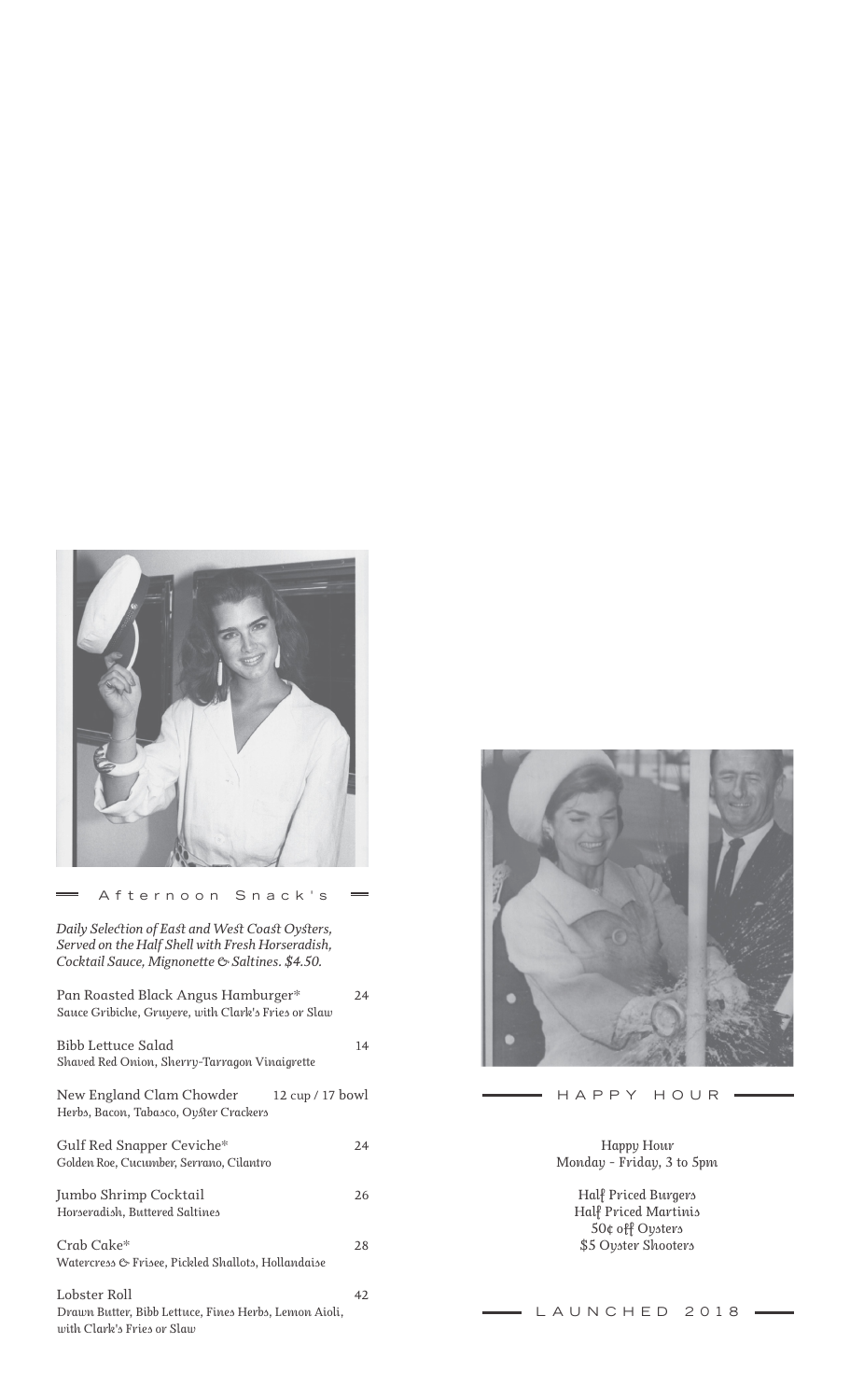## Afternoon Snack's

*Daily Selection of East and West Coast Oysters, Served on the Half Shell with Fresh Horseradish, Cocktail Sauce, Mignonette & Saltines. $4.50.*

Pan Roasted Black Angus Hamburger* — 24
*Sauce Gribiche, Gruyere, with Clark's Fries or Slaw*

Bibb Lettuce Salad — 14
*Shaved Red Onion, Sherry-Tarragon Vinaigrette*

New England Clam Chowder — 12 cup / 17 bowl
*Herbs, Bacon, Tabasco, Oyster Crackers*

Gulf Red Snapper Ceviche* — 24
*Golden Roe, Cucumber, Serrano, Cilantro*

Jumbo Shrimp Cocktail — 26
*Horseradish, Buttered Saltines*

Crab Cake* — 28
*Watercress & Frisee, Pickled Shallots, Hollandaise*

Lobster Roll — 42
*Drawn Butter, Bibb Lettuce, Fines Herbs, Lemon Aioli, with Clark's Fries or Slaw*

## HAPPY HOUR

*Happy Hour*
*Monday - Friday, 3 to 5pm*

*Half Priced Burgers*
*Half Priced Martinis*
*50¢ off Oysters*
*$5 Oyster Shooters*

LAUNCHED 2018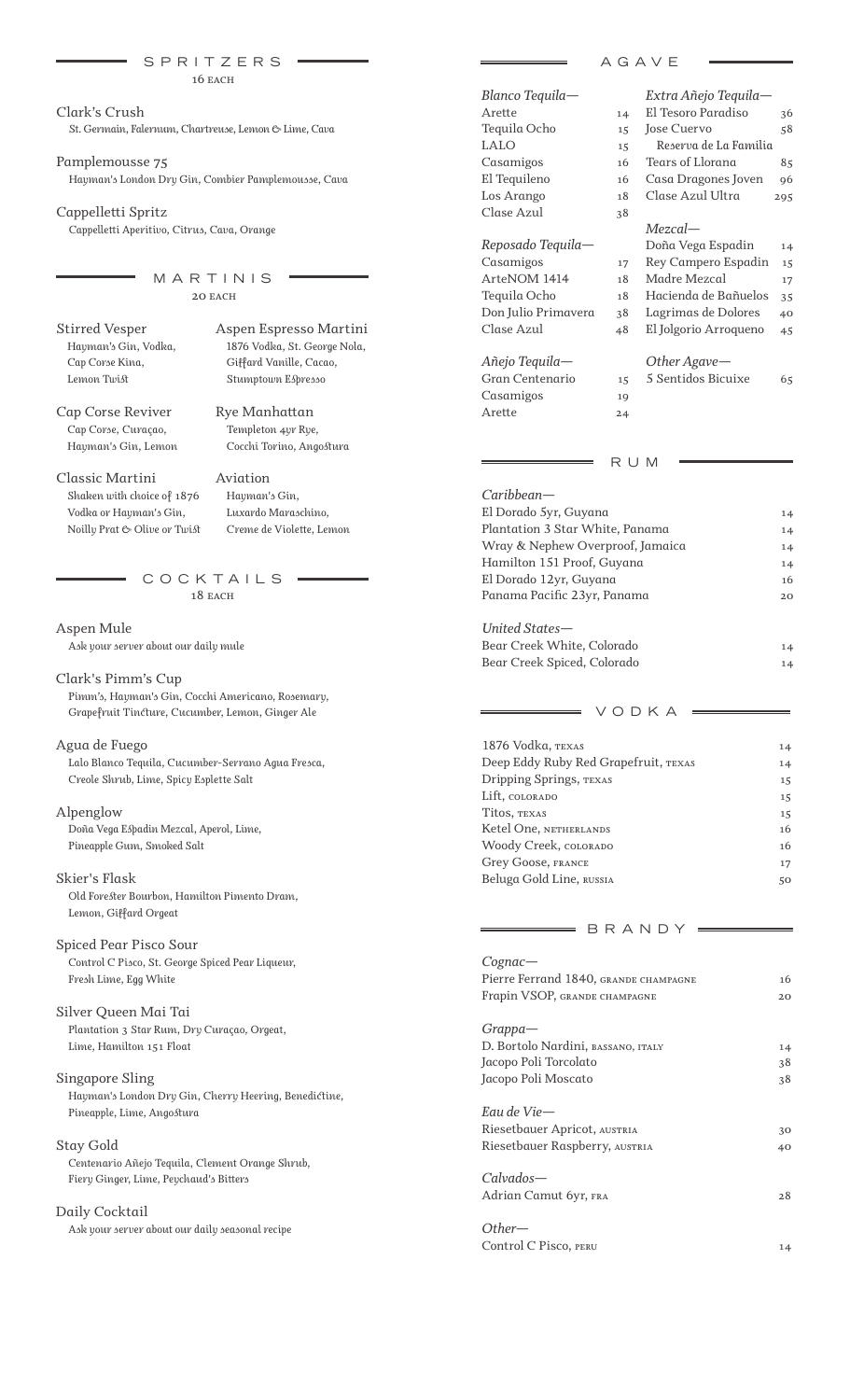## SPRITZERS

16 EACH

Clark's Crush
*St. Germain, Falernum, Chartreuse, Lemon & Lime, Cava*

Pamplemousse 75
*Hayman's London Dry Gin, Combier Pamplemousse, Cava*

Cappelletti Spritz
*Cappelletti Aperitivo, Citrus, Cava, Orange*

## MARTINIS

20 EACH

Stirred Vesper
*Hayman's Gin, Vodka, Cap Corse Kina, Lemon Twist*

Cap Corse Reviver
*Cap Corse, Curaçao, Hayman's Gin, Lemon*

Classic Martini
*Shaken with choice of 1876 Vodka or Hayman's Gin, Noilly Prat & Olive or Twist*

Aspen Espresso Martini
*1876 Vodka, St. George Nola, Giffard Vanille, Cacao, Stumptown Espresso*

Rye Manhattan
*Templeton 4yr Rye, Cocchi Torino, Angostura*

Aviation
*Hayman's Gin, Luxardo Maraschino, Creme de Violette, Lemon*

## COCKTAILS

18 EACH

Aspen Mule
*Ask your server about our daily mule*

Clark's Pimm's Cup
*Pimm's, Hayman's Gin, Cocchi Americano, Rosemary, Grapefruit Tincture, Cucumber, Lemon, Ginger Ale*

Agua de Fuego
*Lalo Blanco Tequila, Cucumber-Serrano Agua Fresca, Creole Shrub, Lime, Spicy Esplette Salt*

Alpenglow
*Doña Vega Espadin Mezcal, Aperol, Lime, Pineapple Gum, Smoked Salt*

Skier's Flask
*Old Forester Bourbon, Hamilton Pimento Dram, Lemon, Giffard Orgeat*

Spiced Pear Pisco Sour
*Control C Pisco, St. George Spiced Pear Liqueur, Fresh Lime, Egg White*

Silver Queen Mai Tai
*Plantation 3 Star Rum, Dry Curaçao, Orgeat, Lime, Hamilton 151 Float*

Singapore Sling
*Hayman's London Dry Gin, Cherry Heering, Benedictine, Pineapple, Lime, Angostura*

Stay Gold
*Centenario Añejo Tequila, Clement Orange Shrub, Fiery Ginger, Lime, Peychaud's Bitters*

Daily Cocktail
*Ask your server about our daily seasonal recipe*

## AGAVE

*Blanco Tequila—*

| | |
|---|---|
| Arette | 14 |
| Tequila Ocho | 15 |
| LALO | 15 |
| Casamigos | 16 |
| El Tequileno | 16 |
| Los Arango | 18 |
| Clase Azul | 38 |

*Reposado Tequila—*

| | |
|---|---|
| Casamigos | 17 |
| ArteNOM 1414 | 18 |
| Tequila Ocho | 18 |
| Don Julio Primavera | 38 |
| Clase Azul | 48 |

*Añejo Tequila—*

| | |
|---|---|
| Gran Centenario | 15 |
| Casamigos | 19 |
| Arette | 24 |

*Extra Añejo Tequila—*

| | |
|---|---|
| El Tesoro Paradiso | 36 |
| Jose Cuervo Reserva de La Familia | 58 |
| Tears of Llorana | 85 |
| Casa Dragones Joven | 96 |
| Clase Azul Ultra | 295 |

*Mezcal—*

| | |
|---|---|
| Doña Vega Espadin | 14 |
| Rey Campero Espadin | 15 |
| Madre Mezcal | 17 |
| Hacienda de Bañuelos | 35 |
| Lagrimas de Dolores | 40 |
| El Jolgorio Arroqueno | 45 |

*Other Agave—*

| | |
|---|---|
| 5 Sentidos Bicuixe | 65 |

## RUM

*Caribbean—*

| | |
|---|---|
| El Dorado 5yr, Guyana | 14 |
| Plantation 3 Star White, Panama | 14 |
| Wray & Nephew Overproof, Jamaica | 14 |
| Hamilton 151 Proof, Guyana | 14 |
| El Dorado 12yr, Guyana | 16 |
| Panama Pacific 23yr, Panama | 20 |

*United States—*

| | |
|---|---|
| Bear Creek White, Colorado | 14 |
| Bear Creek Spiced, Colorado | 14 |

## VODKA

| | |
|---|---|
| 1876 Vodka, TEXAS | 14 |
| Deep Eddy Ruby Red Grapefruit, TEXAS | 14 |
| Dripping Springs, TEXAS | 15 |
| Lift, COLORADO | 15 |
| Titos, TEXAS | 15 |
| Ketel One, NETHERLANDS | 16 |
| Woody Creek, COLORADO | 16 |
| Grey Goose, FRANCE | 17 |
| Beluga Gold Line, RUSSIA | 50 |

## BRANDY

*Cognac—*

| | |
|---|---|
| Pierre Ferrand 1840, GRANDE CHAMPAGNE | 16 |
| Frapin VSOP, GRANDE CHAMPAGNE | 20 |

*Grappa—*

| | |
|---|---|
| D. Bortolo Nardini, BASSANO, ITALY | 14 |
| Jacopo Poli Torcolato | 38 |
| Jacopo Poli Moscato | 38 |

*Eau de Vie—*

| | |
|---|---|
| Riesetbauer Apricot, AUSTRIA | 30 |
| Riesetbauer Raspberry, AUSTRIA | 40 |

*Calvados—*

| | |
|---|---|
| Adrian Camut 6yr, FRA | 28 |

*Other—*

| | |
|---|---|
| Control C Pisco, PERU | 14 |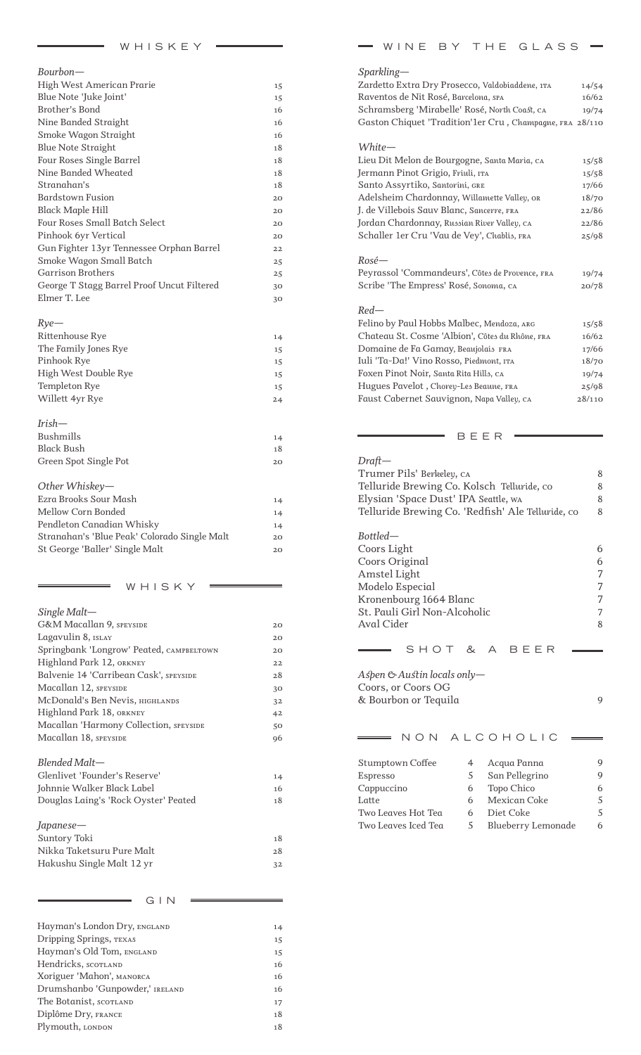## WHISKEY

### *Bourbon—*

| | |
|---|---|
| High West American Prarie | 15 |
| Blue Note 'Juke Joint' | 15 |
| Brother's Bond | 16 |
| Nine Banded Straight | 16 |
| Smoke Wagon Straight | 16 |
| Blue Note Straight | 18 |
| Four Roses Single Barrel | 18 |
| Nine Banded Wheated | 18 |
| Stranahan's | 18 |
| Bardstown Fusion | 20 |
| Black Maple Hill | 20 |
| Four Roses Small Batch Select | 20 |
| Pinhook 6yr Vertical | 20 |
| Gun Fighter 13yr Tennessee Orphan Barrel | 22 |
| Smoke Wagon Small Batch | 25 |
| Garrison Brothers | 25 |
| George T Stagg Barrel Proof Uncut Filtered | 30 |
| Elmer T. Lee | 30 |

### *Rye—*

| | |
|---|---|
| Rittenhouse Rye | 14 |
| The Family Jones Rye | 15 |
| Pinhook Rye | 15 |
| High West Double Rye | 15 |
| Templeton Rye | 15 |
| Willett 4yr Rye | 24 |

### *Irish—*

| | |
|---|---|
| Bushmills | 14 |
| Black Bush | 18 |
| Green Spot Single Pot | 20 |

### *Other Whiskey—*

| | |
|---|---|
| Ezra Brooks Sour Mash | 14 |
| Mellow Corn Bonded | 14 |
| Pendleton Canadian Whisky | 14 |
| Stranahan's 'Blue Peak' Colorado Single Malt | 20 |
| St George 'Baller' Single Malt | 20 |

## WHISKY

### *Single Malt—*

| | |
|---|---|
| G&M Macallan 9, SPEYSIDE | 20 |
| Lagavulin 8, ISLAY | 20 |
| Springbank 'Longrow' Peated, CAMPBELTOWN | 20 |
| Highland Park 12, ORKNEY | 22 |
| Balvenie 14 'Carribean Cask', SPEYSIDE | 28 |
| Macallan 12, SPEYSIDE | 30 |
| McDonald's Ben Nevis, HIGHLANDS | 32 |
| Highland Park 18, ORKNEY | 42 |
| Macallan 'Harmony Collection, SPEYSIDE | 50 |
| Macallan 18, SPEYSIDE | 96 |

### *Blended Malt—*

| | |
|---|---|
| Glenlivet 'Founder's Reserve' | 14 |
| Johnnie Walker Black Label | 16 |
| Douglas Laing's 'Rock Oyster' Peated | 18 |

### *Japanese—*

| | |
|---|---|
| Suntory Toki | 18 |
| Nikka Taketsuru Pure Malt | 28 |
| Hakushu Single Malt 12 yr | 32 |

## GIN

| | |
|---|---|
| Hayman's London Dry, ENGLAND | 14 |
| Dripping Springs, TEXAS | 15 |
| Hayman's Old Tom, ENGLAND | 15 |
| Hendricks, SCOTLAND | 16 |
| Xoriguer 'Mahon', MANORCA | 16 |
| Drumshanbo 'Gunpowder,' IRELAND | 16 |
| The Botanist, SCOTLAND | 17 |
| Diplôme Dry, FRANCE | 18 |
| Plymouth, LONDON | 18 |

## WINE BY THE GLASS

### *Sparkling—*

| | |
|---|---|
| Zardetto Extra Dry Prosecco, *Valdobiaddene*, ITA | 14/54 |
| Raventos de Nit Rosé, *Barcelona*, SPA | 16/62 |
| Schramsberg 'Mirabelle' Rosé, *North Coast*, CA | 19/74 |
| Gaston Chiquet 'Tradition'1er Cru , *Champagne*, FRA | 28/110 |

### *White—*

| | |
|---|---|
| Lieu Dit Melon de Bourgogne, *Santa Maria*, CA | 15/58 |
| Jermann Pinot Grigio, *Friuli*, ITA | 15/58 |
| Santo Assyrtiko, *Santorini*, GRE | 17/66 |
| Adelsheim Chardonnay, *Willamette Valley*, OR | 18/70 |
| J. de Villebois Sauv Blanc, *Sancerre*, FRA | 22/86 |
| Jordan Chardonnay, *Russian River Valley*, CA | 22/86 |
| Schaller 1er Cru 'Vau de Vey', *Chablis*, FRA | 25/98 |

### *Rosé—*

| | |
|---|---|
| Peyrassol 'Commandeurs', *Côtes de Provence*, FRA | 19/74 |
| Scribe 'The Empress' Rosé, *Sonoma*, CA | 20/78 |

### *Red—*

| | |
|---|---|
| Felino by Paul Hobbs Malbec, *Mendoza*, ARG | 15/58 |
| Chateau St. Cosme 'Albion', *Côtes du Rhône*, FRA | 16/62 |
| Domaine de Fa Gamay, *Beaujolais* FRA | 17/66 |
| Iuli 'Ta-Da!' Vino Rosso, *Piedmont*, ITA | 18/70 |
| Foxen Pinot Noir, *Santa Rita Hills*, CA | 19/74 |
| Hugues Pavelot , *Chorey-Les Beaune*, FRA | 25/98 |
| Faust Cabernet Sauvignon, *Napa Valley*, CA | 28/110 |

## BEER

### *Draft—*

| | |
|---|---|
| Trumer Pils' *Berkeley*, CA | 8 |
| Telluride Brewing Co. Kolsch *Telluride*, CO | 8 |
| Elysian 'Space Dust' IPA *Seattle*, WA | 8 |
| Telluride Brewing Co. 'Redfish' Ale *Telluride*, CO | 8 |

### *Bottled—*

| | |
|---|---|
| Coors Light | 6 |
| Coors Original | 6 |
| Amstel Light | 7 |
| Modelo Especial | 7 |
| Kronenbourg 1664 Blanc | 7 |
| St. Pauli Girl Non-Alcoholic | 7 |
| Aval Cider | 8 |

## SHOT & A BEER

*Aspen & Austin locals only—*
Coors, or Coors OG
& Bourbon or Tequila 9

## NON ALCOHOLIC

| | | | |
|---|---|---|---|
| Stumptown Coffee | 4 | Acqua Panna | 9 |
| Espresso | 5 | San Pellegrino | 9 |
| Cappuccino | 6 | Topo Chico | 6 |
| Latte | 6 | Mexican Coke | 5 |
| Two Leaves Hot Tea | 6 | Diet Coke | 5 |
| Two Leaves Iced Tea | 5 | Blueberry Lemonade | 6 |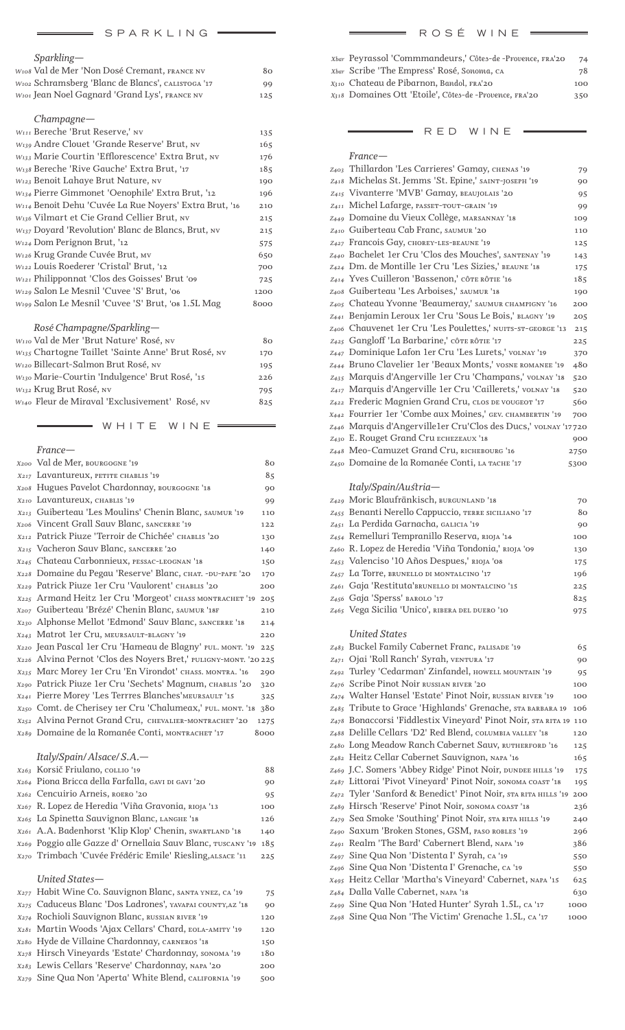## SPARKLING

### *Sparkling—*

| | |
|---|---|
| *W108* Val de Mer 'Non Dosé Cremant, FRANCE NV | 80 |
| *W102* Schramsberg 'Blanc de Blancs', CALISTOGA '17 | 99 |
| *W101* Jean Noel Gagnard 'Grand Lys', FRANCE NV | 125 |

### *Champagne—*

| | |
|---|---|
| *W111* Bereche 'Brut Reserve,' NV | 135 |
| *W139* Andre Clouet 'Grande Reserve' Brut, NV | 165 |
| *W133* Marie Courtin 'Efflorescence' Extra Brut, NV | 176 |
| *W138* Bereche 'Rive Gauche' Extra Brut, '17 | 185 |
| *W123* Benoit Lahaye Brut Nature, NV | 190 |
| *W134* Pierre Gimmonet 'Oenophile' Extra Brut, '12 | 196 |
| *W114* Benoit Dehu 'Cuvée La Rue Noyers' Extra Brut, '16 | 210 |
| *W136* Vilmart et Cie Grand Cellier Brut, NV | 215 |
| *W137* Doyard 'Revolution' Blanc de Blancs, Brut, NV | 215 |
| *W124* Dom Perignon Brut, '12 | 575 |
| *W126* Krug Grande Cuvée Brut, MV | 650 |
| *W122* Louis Roederer 'Cristal' Brut, '12 | 700 |
| *W121* Philipponnat 'Clos des Goisses' Brut '09 | 725 |
| *W129* Salon Le Mesnil 'Cuvee 'S' Brut, '06 | 1200 |
| *W199* Salon Le Mesnil 'Cuvee 'S' Brut, '08 1.5L Mag | 8000 |

### *Rosé Champagne/Sparkling—*

| | |
|---|---|
| *W110* Val de Mer 'Brut Nature' Rosé, NV | 80 |
| *W135* Chartogne Taillet 'Sainte Anne' Brut Rosé, NV | 170 |
| *W120* Billecart-Salmon Brut Rosé, NV | 195 |
| *W130* Marie-Courtin 'Indulgence' Brut Rosé, '15 | 226 |
| *W132* Krug Brut Rosé, NV | 795 |
| *W140* Fleur de Miraval 'Exclusivement' Rosé, NV | 825 |

## WHITE WINE

### *France—*

| | |
|---|---|
| *X200* Val de Mer, BOURGOGNE '19 | 80 |
| *X217* Lavantureux, PETITE CHABLIS '19 | 85 |
| *X208* Hugues Pavelot Chardonnay, BOURGOGNE '18 | 90 |
| *X210* Lavantureux, CHABLIS '19 | 99 |
| *X213* Guiberteau 'Les Moulins' Chenin Blanc, SAUMUR '19 | 110 |
| *X206* Vincent Grall Sauv Blanc, SANCERRE '19 | 122 |
| *X212* Patrick Piuze 'Terroir de Chichée' CHABLIS '20 | 130 |
| *X215* Vacheron Sauv Blanc, SANCERRE '20 | 140 |
| *X245* Chateau Carbonnieux, PESSAC-LEOGNAN '18 | 150 |
| *X228* Domaine du Pegau 'Reserve' Blanc, CHAT.-DU-PAPE '20 | 170 |
| *X229* Patrick Piuze 1er Cru 'Vaulorent' CHABLIS '20 | 200 |
| *X225* Armand Heitz 1er Cru 'Morgeot' CHASS MONTRACHET '19 | 205 |
| *X207* Guiberteau 'Brézé' Chenin Blanc, SAUMUR '18F | 210 |
| *X230* Alphonse Mellot 'Edmond' Sauv Blanc, SANCERRE '18 | 214 |
| *X243* Matrot 1er Cru, MEURSAULT-BLAGNY '19 | 220 |
| *X220* Jean Pascal 1er Cru 'Hameau de Blagny' PUL. MONT. '19 | 225 |
| *X226* Alvina Pernot 'Clos des Noyers Bret,' PULIGNY-MONT. '20 | 225 |
| *X235* Marc Morey 1er Cru 'En Virondot' CHASS. MONTRA. '16 | 290 |
| *X290* Patrick Piuze 1er Cru 'Sechets' Magnum, CHABLIS '20 | 320 |
| *X241* Pierre Morey 'Les Terrres Blanches' MEURSAULT '15 | 325 |
| *X250* Comt. de Cherisey 1er Cru 'Chalumeax,' PUL. MONT. '18 | 380 |
| *X252* Alvina Pernot Grand Cru, CHEVALIER-MONTRACHET '20 | 1275 |
| *X289* Domaine de la Romanée Conti, MONTRACHET '17 | 8000 |

### *Italy/Spain/Alsace/S.A.—*

| | |
|---|---|
| *X263* Korsič Friulano, COLLIO '19 | 88 |
| *X264* Piona Bricca della Farfalla, GAVI DI GAVI '20 | 90 |
| *X262* Cencuirio Arneis, ROERO '20 | 95 |
| *X267* R. Lopez de Heredia 'Viña Gravonia, RIOJA '13 | 100 |
| *X265* La Spinetta Sauvignon Blanc, LANGHE '18 | 126 |
| *X261* A.A. Badenhorst 'Klip Klop' Chenin, SWARTLAND '18 | 140 |
| *X269* Poggio alle Gazze d' Ornellaia Sauv Blanc, TUSCANY '19 | 185 |
| *X270* Trimbach 'Cuvée Frédéric Emile' Riesling, ALSACE '11 | 225 |

### *United States—*

| | |
|---|---|
| *X277* Habit Wine Co. Sauvignon Blanc, SANTA YNEZ, CA '19 | 75 |
| *X275* Caduceus Blanc 'Dos Ladrones', YAVAPAI COUNTY, AZ '18 | 90 |
| *X274* Rochioli Sauvignon Blanc, RUSSIAN RIVER '19 | 120 |
| *X281* Martin Woods 'Ajax Cellars' Chard, EOLA-AMITY '19 | 120 |
| *X280* Hyde de Villaine Chardonnay, CARNEROS '18 | 150 |
| *X278* Hirsch Vineyards 'Estate' Chardonnay, SONOMA '19 | 180 |
| *X283* Lewis Cellars 'Reserve' Chardonnay, NAPA '20 | 200 |
| *X279* Sine Qua Non 'Aperta' White Blend, CALIFORNIA '19 | 500 |

## ROSÉ WINE

| | |
|---|---|
| *Xbar* Peyrassol 'Commmandeurs,' Côtes-de-Provence, FRA'20 | 74 |
| *Xbar* Scribe 'The Empress' Rosé, Sonoma, CA | 78 |
| *X310* Chateau de Pibarnon, Bandol, FRA'20 | 100 |
| *X318* Domaines Ott 'Etoile', Côtes-de-Provence, FRA'20 | 350 |

## RED WINE

### *France—*

| | |
|---|---|
| *Z403* Thillardon 'Les Carrieres' Gamay, CHENAS '19 | 79 |
| *Z418* Michelas St. Jemms 'St. Epine,' SAINT-JOSEPH '19 | 90 |
| *Z415* Vivanterre 'MVB' Gamay, BEAUJOLAIS '20 | 95 |
| *Z411* Michel Lafarge, PASSET-TOUT-GRAIN '19 | 99 |
| *Z449* Domaine du Vieux Collège, MARSANNAY '18 | 109 |
| *Z410* Guiberteau Cab Franc, SAUMUR '20 | 110 |
| *Z427* Francois Gay, CHOREY-LES-BEAUNE '19 | 125 |
| *Z440* Bachelet 1er Cru 'Clos des Mouches', SANTENAY '19 | 143 |
| *Z424* Dm. de Montille 1er Cru 'Les Sizies,' BEAUNE '18 | 175 |
| *Z414* Yves Cuilleron 'Bassenon,' CÔTE RÔTIE '16 | 185 |
| *Z408* Guiberteau 'Les Arboises,' SAUMUR '18 | 190 |
| *Z405* Chateau Yvonne 'Beaumeray,' SAUMUR CHAMPIGNY '16 | 200 |
| *Z441* Benjamin Leroux 1er Cru 'Sous Le Bois,' BLAGNY '19 | 205 |
| *Z406* Chauvenet 1er Cru 'Les Poulettes,' NUITS-ST-GEORGE '13 | 215 |
| *Z425* Gangloff 'La Barbarine,' CÔTE RÔTIE '17 | 225 |
| *Z447* Dominique Lafon 1er Cru 'Les Lurets,' VOLNAY '19 | 370 |
| *Z444* Bruno Clavelier 1er 'Beaux Monts,' VOSNE ROMANEE '19 | 480 |
| *Z435* Marquis d'Angerville 1er Cru 'Champans,' VOLNAY '18 | 520 |
| *Z417* Marquis d'Angerville 1er Cru 'Caillerets,' VOLNAY '18 | 520 |
| *Z422* Frederic Magnien Grand Cru, CLOS DE VOUGEOT '17 | 560 |
| *Z442* Fourrier 1er 'Combe aux Moines,' GEV. CHAMBERTIN '19 | 700 |
| *Z446* Marquis d'Angerville1er Cru'Clos des Ducs,' VOLNAY '17 | 720 |
| *Z430* E. Rouget Grand Cru ECHEZEAUX '18 | 900 |
| *Z448* Meo-Camuzet Grand Cru, RICHEBOURG '16 | 2750 |
| *Z450* Domaine de la Romanée Conti, LA TACHE '17 | 5300 |

### *Italy/Spain/Austria—*

| | |
|---|---|
| *Z429* Moric Blaufränkisch, BURGUNLAND '18 | 70 |
| *Z455* Benanti Nerello Cappuccio, TERRE SICILIANO '17 | 80 |
| *Z451* La Perdida Garnacha, GALICIA '19 | 90 |
| *Z454* Remelluri Tempranillo Reserva, RIOJA '14 | 100 |
| *Z460* R. Lopez de Heredia 'Viña Tondonia,' RIOJA '09 | 130 |
| *Z453* Valenciso '10 Años Despues,' RIOJA '08 | 175 |
| *Z457* La Torre, BRUNELLO DI MONTALCINO '17 | 196 |
| *Z461* Gaja 'Restituta' BRUNELLO DI MONTALCINO '15 | 225 |
| *Z456* Gaja 'Sperss' BAROLO '17 | 825 |
| *Z465* Vega Sicilia 'Unico', RIBERA DEL DUERO '10 | 975 |

### *United States*

| | |
|---|---|
| *Z483* Buckel Family Cabernet Franc, PALISADE '19 | 65 |
| *Z471* Ojai 'Roll Ranch' Syrah, VENTURA '17 | 90 |
| *Z492* Turley 'Cedarman' Zinfandel, HOWELL MOUNTAIN '19 | 95 |
| *Z476* Scribe Pinot Noir RUSSIAN RIVER '20 | 100 |
| *Z474* Walter Hansel 'Estate' Pinot Noir, RUSSIAN RIVER '19 | 100 |
| *Z485* Tribute to Grace 'Highlands' Grenache, STA BARBARA 19 | 106 |
| *Z478* Bonaccorsi 'Fiddlestix Vineyard' Pinot Noir, STA RITA 19 | 110 |
| *Z488* Delille Cellars 'D2' Red Blend, COLUMBIA VALLEY '18 | 120 |
| *Z480* Long Meadow Ranch Cabernet Sauv, RUTHERFORD '16 | 125 |
| *Z482* Heitz Cellar Cabernet Sauvignon, NAPA '16 | 165 |
| *Z469* J.C. Somers 'Abbey Ridge' Pinot Noir, DUNDEE HILLS '19 | 175 |
| *Z487* Littorai 'Pivot Vineyard' Pinot Noir, SONOMA COAST '18 | 195 |
| *Z472* Tyler 'Sanford & Benedict' Pinot Noir, STA RITA HILLS '19 | 200 |
| *Z489* Hirsch 'Reserve' Pinot Noir, SONOMA COAST '18 | 236 |
| *Z479* Sea Smoke 'Southing' Pinot Noir, STA RITA HILLS '19 | 240 |
| *Z490* Saxum 'Broken Stones, GSM, PASO ROBLES '19 | 296 |
| *Z491* Realm 'The Bard' Cabernert Blend, NAPA '19 | 386 |
| *Z497* Sine Qua Non 'Distenta I' Syrah, CA '19 | 550 |
| *Z496* Sine Qua Non 'Distenta I' Grenache, CA '19 | 550 |
| *X495* Heitz Cellar 'Martha's Vineyard' Cabernet, NAPA '15 | 625 |
| *Z484* Dalla Valle Cabernet, NAPA '18 | 630 |
| *Z499* Sine Qua Non 'Hated Hunter' Syrah 1.5L, CA '17 | 1000 |
| *Z498* Sine Qua Non 'The Victim' Grenache 1.5L, CA '17 | 1000 |